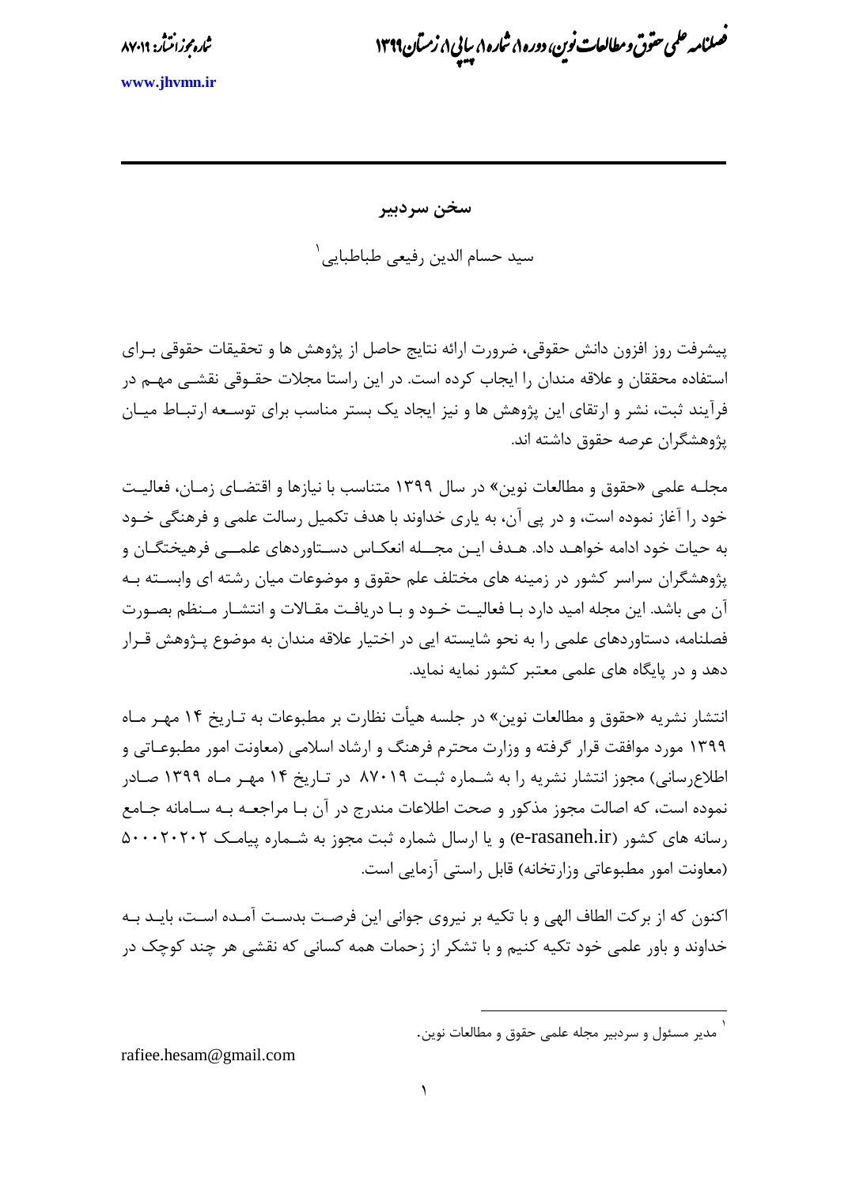## سخن سردبیر

سید حسام الدین رفیعی طباطبایی[1]

پیشرفت روز افزون دانش حقوقی، ضرورت ارائه نتایج حاصل از پژوهش ها و تحقیقات حقوقی برای استفاده محققان و علاقه مندان را ایجاب کرده است. در این راستا مجلات حقوقی نقشی مهم در فرآیند ثبت، نشر و ارتقای این پژوهش ها و نیز ایجاد یک بستر مناسب برای توسعه ارتباط میان پژوهشگران عرصه حقوق داشته اند.

مجله علمی «حقوق و مطالعات نوین» در سال ۱۳۹۹ متناسب با نیازها و اقتضای زمان، فعالیت خود را آغاز نموده است، و در پی آن، به یاری خداوند با هدف تکمیل رسالت علمی و فرهنگی خود به حیات خود ادامه خواهد داد. هدف این مجله انعکاس دستاوردهای علمی فرهیختگان و پژوهشگران سراسر کشور در زمینه های مختلف علم حقوق و موضوعات میان رشته ای وابسته به آن می باشد. این مجله امید دارد با فعالیت خود و با دریافت مقالات و انتشار منظم بصورت فصلنامه، دستاوردهای علمی را به نحو شایسته ایی در اختیار علاقه مندان به موضوع پژوهش قرار دهد و در پایگاه های علمی معتبر کشور نمایه نماید.

انتشار نشریه «حقوق و مطالعات نوین» در جلسه هیأت نظارت بر مطبوعات به تاریخ ۱۴ مهر ماه ۱۳۹۹ مورد موافقت قرار گرفته و وزارت محترم فرهنگ و ارشاد اسلامی (معاونت امور مطبوعاتی و اطلاع‌رسانی) مجوز انتشار نشریه را به شماره ثبت ۸۷۰۱۹ در تاریخ ۱۴ مهر ماه ۱۳۹۹ صادر نموده است، که اصالت مجوز مذکور و صحت اطلاعات مندرج در آن با مراجعه به سامانه جامع رسانه های کشور (e-rasaneh.ir) و یا ارسال شماره ثبت مجوز به شماره پیامک ۵۰۰۰۲۰۲۰۲ (معاونت امور مطبوعاتی وزارتخانه) قابل راستی آزمایی است.

اکنون که از برکت الطاف الهی و با تکیه بر نیروی جوانی این فرصت بدست آمده است، باید به خداوند و باور علمی خود تکیه کنیم و با تشکر از زحمات همه کسانی که نقشی هر چند کوچک در

---

[1] مدیر مسئول و سردبیر مجله علمی حقوق و مطالعات نوین.

rafiee.hesam@gmail.com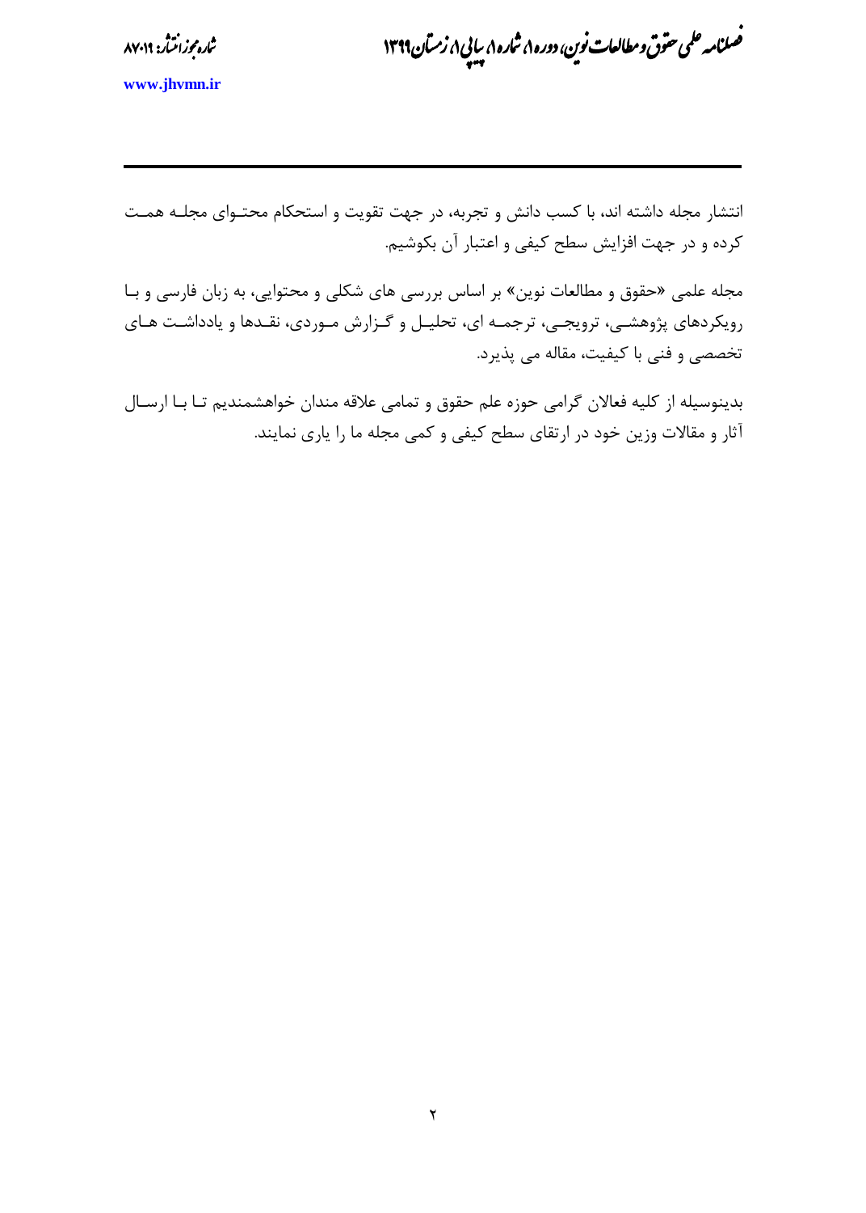انتشار مجله داشته اند، با کسب دانش و تجربه، در جهت تقویت و استحکام محتـوای مجلـه همـت کرده و در جهت افزایش سطح کیفی و اعتبار آن بکوشیم.

مجله علمی «حقوق و مطالعات نوین» بر اساس بررسی های شکلی و محتوایی، به زبان فارسی و بـا رویکردهای پژوهشـی، ترویجـی، ترجمـه ای، تحلیـل و گـزارش مـوردی، نقـدها و یادداشـت هـای تخصصی و فنی با کیفیت، مقاله می پذیرد.

بدینوسیله از کلیه فعالان گرامی حوزه علم حقوق و تمامی علاقه مندان خواهشمندیم تـا بـا ارسـال آثار و مقالات وزین خود در ارتقای سطح کیفی و کمی مجله ما را یاری نمایند.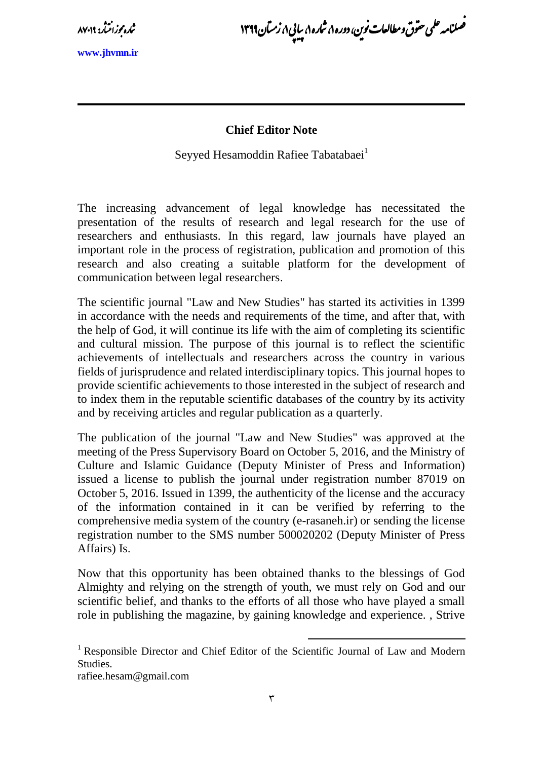## Chief Editor Note

Seyyed Hesamoddin Rafiee Tabatabaei[1]

The increasing advancement of legal knowledge has necessitated the presentation of the results of research and legal research for the use of researchers and enthusiasts. In this regard, law journals have played an important role in the process of registration, publication and promotion of this research and also creating a suitable platform for the development of communication between legal researchers.

The scientific journal "Law and New Studies" has started its activities in 1399 in accordance with the needs and requirements of the time, and after that, with the help of God, it will continue its life with the aim of completing its scientific and cultural mission. The purpose of this journal is to reflect the scientific achievements of intellectuals and researchers across the country in various fields of jurisprudence and related interdisciplinary topics. This journal hopes to provide scientific achievements to those interested in the subject of research and to index them in the reputable scientific databases of the country by its activity and by receiving articles and regular publication as a quarterly.

The publication of the journal "Law and New Studies" was approved at the meeting of the Press Supervisory Board on October 5, 2016, and the Ministry of Culture and Islamic Guidance (Deputy Minister of Press and Information) issued a license to publish the journal under registration number 87019 on October 5, 2016. Issued in 1399, the authenticity of the license and the accuracy of the information contained in it can be verified by referring to the comprehensive media system of the country (e-rasaneh.ir) or sending the license registration number to the SMS number 500020202 (Deputy Minister of Press Affairs) Is.

Now that this opportunity has been obtained thanks to the blessings of God Almighty and relying on the strength of youth, we must rely on God and our scientific belief, and thanks to the efforts of all those who have played a small role in publishing the magazine, by gaining knowledge and experience. , Strive

---

[1] Responsible Director and Chief Editor of the Scientific Journal of Law and Modern Studies.
rafiee.hesam@gmail.com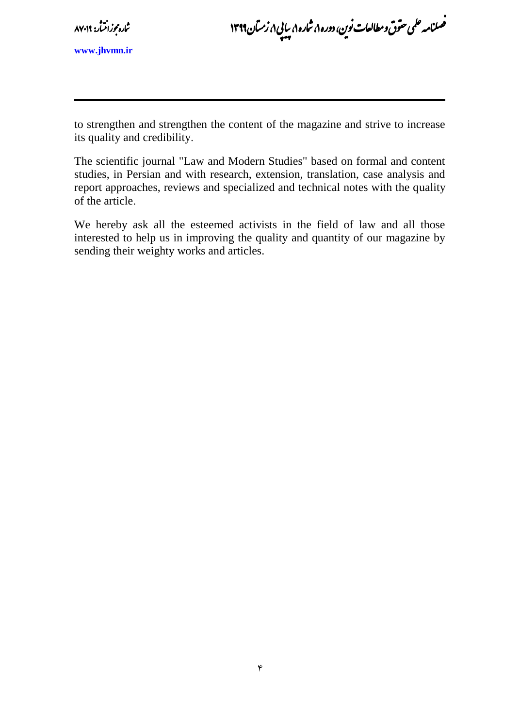to strengthen and strengthen the content of the magazine and strive to increase its quality and credibility.

The scientific journal "Law and Modern Studies" based on formal and content studies, in Persian and with research, extension, translation, case analysis and report approaches, reviews and specialized and technical notes with the quality of the article.

We hereby ask all the esteemed activists in the field of law and all those interested to help us in improving the quality and quantity of our magazine by sending their weighty works and articles.